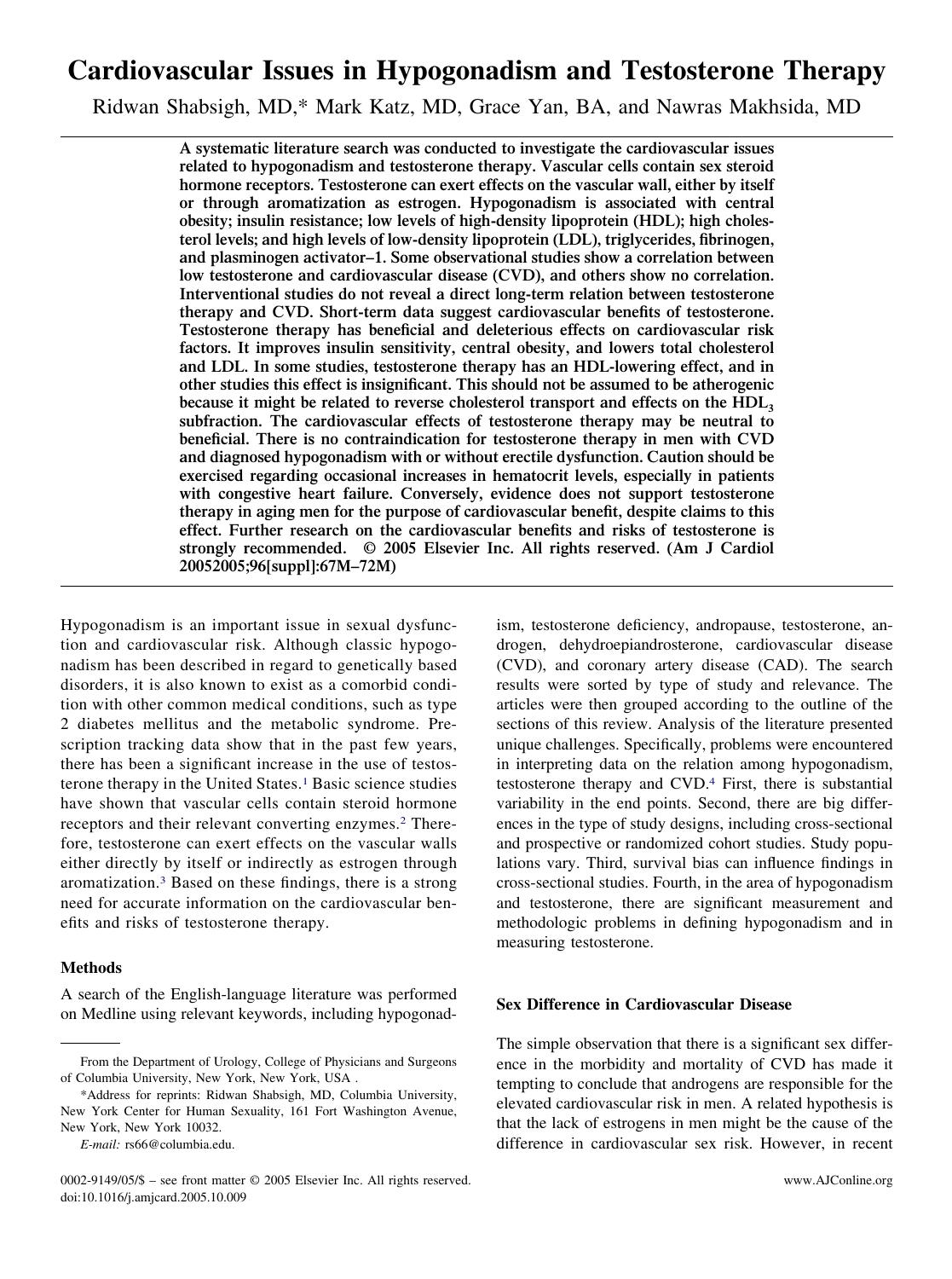# Cardiovascular Issues in Hypogonadism and Testosterone Therapy

Ridwan Shabsigh, MD,* Mark Katz, MD, Grace Yan, BA, and Nawras Makhsida, MD

**A systematic literature search was conducted to investigate the cardiovascular issues related to hypogonadism and testosterone therapy. Vascular cells contain sex steroid hormone receptors. Testosterone can exert effects on the vascular wall, either by itself or through aromatization as estrogen. Hypogonadism is associated with central obesity; insulin resistance; low levels of high-density lipoprotein (HDL); high cholesterol levels; and high levels of low-density lipoprotein (LDL), triglycerides, fibrinogen, and plasminogen activator–1. Some observational studies show a correlation between low testosterone and cardiovascular disease (CVD), and others show no correlation. Interventional studies do not reveal a direct long-term relation between testosterone therapy and CVD. Short-term data suggest cardiovascular benefits of testosterone. Testosterone therapy has beneficial and deleterious effects on cardiovascular risk factors. It improves insulin sensitivity, central obesity, and lowers total cholesterol and LDL. In some studies, testosterone therapy has an HDL-lowering effect, and in other studies this effect is insignificant. This should not be assumed to be atherogenic because it might be related to reverse cholesterol transport and effects on the $HDL_3$ subfraction. The cardiovascular effects of testosterone therapy may be neutral to beneficial. There is no contraindication for testosterone therapy in men with CVD and diagnosed hypogonadism with or without erectile dysfunction. Caution should be exercised regarding occasional increases in hematocrit levels, especially in patients with congestive heart failure. Conversely, evidence does not support testosterone therapy in aging men for the purpose of cardiovascular benefit, despite claims to this effect. Further research on the cardiovascular benefits and risks of testosterone is strongly recommended. © 2005 Elsevier Inc. All rights reserved. (Am J Cardiol 20052005;96[suppl]:67M–72M)**

Hypogonadism is an important issue in sexual dysfunction and cardiovascular risk. Although classic hypogonadism has been described in regard to genetically based disorders, it is also known to exist as a comorbid condition with other common medical conditions, such as type 2 diabetes mellitus and the metabolic syndrome. Prescription tracking data show that in the past few years, there has been a significant increase in the use of testosterone therapy in the United States.[1] Basic science studies have shown that vascular cells contain steroid hormone receptors and their relevant converting enzymes.[2] Therefore, testosterone can exert effects on the vascular walls either directly by itself or indirectly as estrogen through aromatization.[3] Based on these findings, there is a strong need for accurate information on the cardiovascular benefits and risks of testosterone therapy.

## Methods

A search of the English-language literature was performed on Medline using relevant keywords, including hypogonadism, testosterone deficiency, andropause, testosterone, androgen, dehydroepiandrosterone, cardiovascular disease (CVD), and coronary artery disease (CAD). The search results were sorted by type of study and relevance. The articles were then grouped according to the outline of the sections of this review. Analysis of the literature presented unique challenges. Specifically, problems were encountered in interpreting data on the relation among hypogonadism, testosterone therapy and CVD.[4] First, there is substantial variability in the end points. Second, there are big differences in the type of study designs, including cross-sectional and prospective or randomized cohort studies. Study populations vary. Third, survival bias can influence findings in cross-sectional studies. Fourth, in the area of hypogonadism and testosterone, there are significant measurement and methodologic problems in defining hypogonadism and in measuring testosterone.

## Sex Difference in Cardiovascular Disease

The simple observation that there is a significant sex difference in the morbidity and mortality of CVD has made it tempting to conclude that androgens are responsible for the elevated cardiovascular risk in men. A related hypothesis is that the lack of estrogens in men might be the cause of the difference in cardiovascular sex risk. However, in recent

From the Department of Urology, College of Physicians and Surgeons of Columbia University, New York, New York, USA .

*Address for reprints: Ridwan Shabsigh, MD, Columbia University, New York Center for Human Sexuality, 161 Fort Washington Avenue, New York, New York 10032.

*E-mail:* rs66@columbia.edu.

0002-9149/05/$ – see front matter © 2005 Elsevier Inc. All rights reserved.
doi:10.1016/j.amjcard.2005.10.009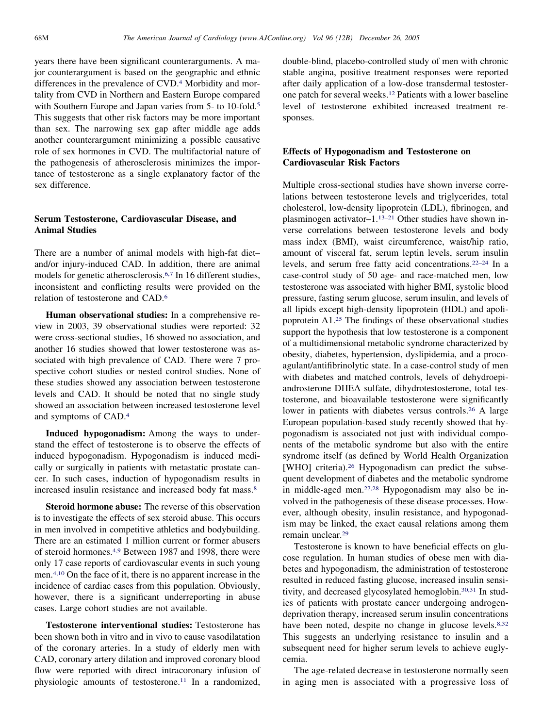years there have been significant counterarguments. A major counterargument is based on the geographic and ethnic differences in the prevalence of CVD.[4] Morbidity and mortality from CVD in Northern and Eastern Europe compared with Southern Europe and Japan varies from 5- to 10-fold.[5] This suggests that other risk factors may be more important than sex. The narrowing sex gap after middle age adds another counterargument minimizing a possible causative role of sex hormones in CVD. The multifactorial nature of the pathogenesis of atherosclerosis minimizes the importance of testosterone as a single explanatory factor of the sex difference.

## Serum Testosterone, Cardiovascular Disease, and Animal Studies

There are a number of animal models with high-fat diet– and/or injury-induced CAD. In addition, there are animal models for genetic atherosclerosis.[6,7] In 16 different studies, inconsistent and conflicting results were provided on the relation of testosterone and CAD.[6]

**Human observational studies:** In a comprehensive review in 2003, 39 observational studies were reported: 32 were cross-sectional studies, 16 showed no association, and another 16 studies showed that lower testosterone was associated with high prevalence of CAD. There were 7 prospective cohort studies or nested control studies. None of these studies showed any association between testosterone levels and CAD. It should be noted that no single study showed an association between increased testosterone level and symptoms of CAD.[4]

**Induced hypogonadism:** Among the ways to understand the effect of testosterone is to observe the effects of induced hypogonadism. Hypogonadism is induced medically or surgically in patients with metastatic prostate cancer. In such cases, induction of hypogonadism results in increased insulin resistance and increased body fat mass.[8]

**Steroid hormone abuse:** The reverse of this observation is to investigate the effects of sex steroid abuse. This occurs in men involved in competitive athletics and bodybuilding. There are an estimated 1 million current or former abusers of steroid hormones.[4,9] Between 1987 and 1998, there were only 17 case reports of cardiovascular events in such young men.[4,10] On the face of it, there is no apparent increase in the incidence of cardiac cases from this population. Obviously, however, there is a significant underreporting in abuse cases. Large cohort studies are not available.

**Testosterone interventional studies:** Testosterone has been shown both in vitro and in vivo to cause vasodilatation of the coronary arteries. In a study of elderly men with CAD, coronary artery dilation and improved coronary blood flow were reported with direct intracoronary infusion of physiologic amounts of testosterone.[11] In a randomized, double-blind, placebo-controlled study of men with chronic stable angina, positive treatment responses were reported after daily application of a low-dose transdermal testosterone patch for several weeks.[12] Patients with a lower baseline level of testosterone exhibited increased treatment responses.

## Effects of Hypogonadism and Testosterone on Cardiovascular Risk Factors

Multiple cross-sectional studies have shown inverse correlations between testosterone levels and triglycerides, total cholesterol, low-density lipoprotein (LDL), fibrinogen, and plasminogen activator–1.[13–21] Other studies have shown inverse correlations between testosterone levels and body mass index (BMI), waist circumference, waist/hip ratio, amount of visceral fat, serum leptin levels, serum insulin levels, and serum free fatty acid concentrations.[22–24] In a case-control study of 50 age- and race-matched men, low testosterone was associated with higher BMI, systolic blood pressure, fasting serum glucose, serum insulin, and levels of all lipids except high-density lipoprotein (HDL) and apolipoprotein A1.[25] The findings of these observational studies support the hypothesis that low testosterone is a component of a multidimensional metabolic syndrome characterized by obesity, diabetes, hypertension, dyslipidemia, and a procoagulant/antifibrinolytic state. In a case-control study of men with diabetes and matched controls, levels of dehydroepiandrosterone DHEA sulfate, dihydrotestosterone, total testosterone, and bioavailable testosterone were significantly lower in patients with diabetes versus controls.[26] A large European population-based study recently showed that hypogonadism is associated not just with individual components of the metabolic syndrome but also with the entire syndrome itself (as defined by World Health Organization [WHO] criteria).[26] Hypogonadism can predict the subsequent development of diabetes and the metabolic syndrome in middle-aged men.[27,28] Hypogonadism may also be involved in the pathogenesis of these disease processes. However, although obesity, insulin resistance, and hypogonadism may be linked, the exact causal relations among them remain unclear.[29]

Testosterone is known to have beneficial effects on glucose regulation. In human studies of obese men with diabetes and hypogonadism, the administration of testosterone resulted in reduced fasting glucose, increased insulin sensitivity, and decreased glycosylated hemoglobin.[30,31] In studies of patients with prostate cancer undergoing androgen-deprivation therapy, increased serum insulin concentrations have been noted, despite no change in glucose levels.[8,32] This suggests an underlying resistance to insulin and a subsequent need for higher serum levels to achieve euglycemia.

The age-related decrease in testosterone normally seen in aging men is associated with a progressive loss of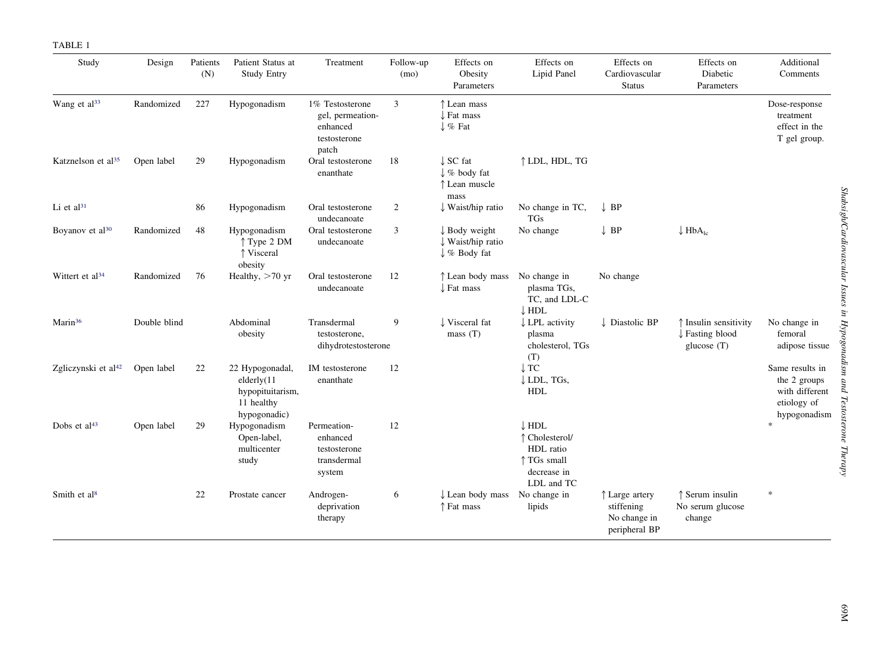TABLE 1

| Study | Design | Patients (N) | Patient Status at Study Entry | Treatment | Follow-up (mo) | Effects on Obesity Parameters | Effects on Lipid Panel | Effects on Cardiovascular Status | Effects on Diabetic Parameters | Additional Comments |
|---|---|---|---|---|---|---|---|---|---|---|
| Wang et al[33] | Randomized | 227 | Hypogonadism | 1% Testosterone gel, permeation-enhanced testosterone patch | 3 | ↑ Lean mass<br>↓ Fat mass<br>↓ % Fat | | | | Dose-response treatment effect in the T gel group. |
| Katznelson et al[35] | Open label | 29 | Hypogonadism | Oral testosterone enanthate | 18 | ↓ SC fat<br>↓ % body fat<br>↑ Lean muscle mass | ↑ LDL, HDL, TG | | | |
| Li et al[31] | | 86 | Hypogonadism | Oral testosterone undecanoate | 2 | ↓ Waist/hip ratio | No change in TC, TGs | ↓ BP | | |
| Boyanov et al[30] | Randomized | 48 | Hypogonadism<br>↑ Type 2 DM<br>↑ Visceral obesity | Oral testosterone undecanoate | 3 | ↓ Body weight<br>↓ Waist/hip ratio<br>↓ % Body fat | No change | ↓ BP | ↓ $HbA_{1c}$ | |
| Wittert et al[34] | Randomized | 76 | Healthy, >70 yr | Oral testosterone undecanoate | 12 | ↑ Lean body mass<br>↓ Fat mass | No change in plasma TGs, TC, and LDL-C<br>↓ HDL | No change | | |
| Marin[36] | Double blind | | Abdominal obesity | Transdermal testosterone, dihydrotestosterone | 9 | ↓ Visceral fat mass (T) | ↓ LPL activity plasma cholesterol, TGs (T) | ↓ Diastolic BP | ↑ Insulin sensitivity<br>↓ Fasting blood glucose (T) | No change in femoral adipose tissue |
| Zgliczynski et al[42] | Open label | 22 | 22 Hypogonadal, elderly(11 hypopituitarism, 11 healthy hypogonadic) | IM testosterone enanthate | 12 | | ↓ TC<br>↓ LDL, TGs, HDL | | | Same results in the 2 groups with different etiology of hypogonadism |
| Dobs et al[43] | Open label | 29 | Hypogonadism Open-label, multicenter study | Permeation-enhanced testosterone transdermal system | 12 | | ↓ HDL<br>↑ Cholesterol/ HDL ratio<br>↑ TGs small decrease in LDL and TC | | | * |
| Smith et al[8] | | 22 | Prostate cancer | Androgen-deprivation therapy | 6 | ↓ Lean body mass<br>↑ Fat mass | No change in lipids | ↑ Large artery stiffening<br>No change in peripheral BP | ↑ Serum insulin<br>No serum glucose change | * |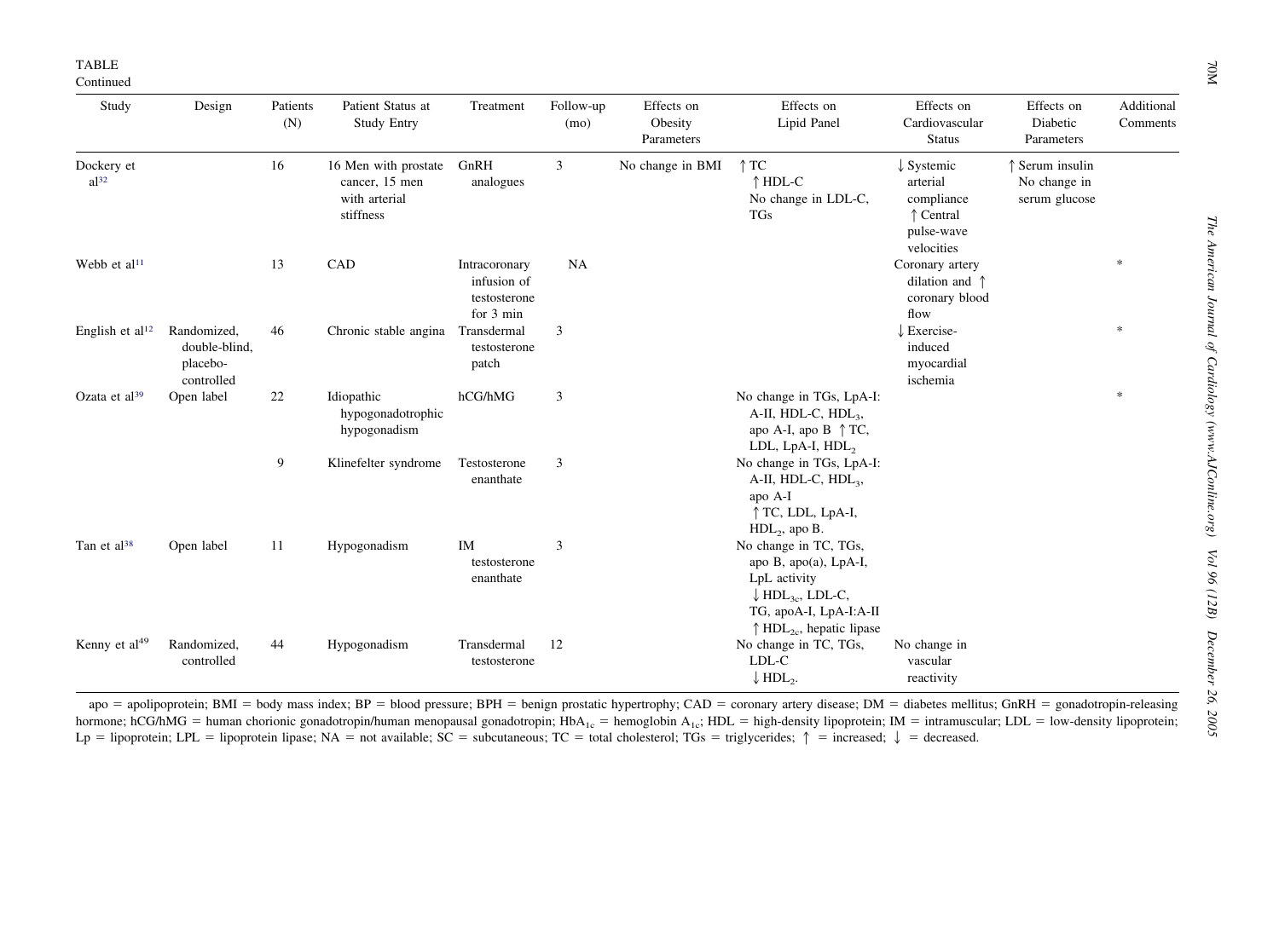TABLE
Continued

| Study | Design | Patients (N) | Patient Status at Study Entry | Treatment | Follow-up (mo) | Effects on Obesity Parameters | Effects on Lipid Panel | Effects on Cardiovascular Status | Effects on Diabetic Parameters | Additional Comments |
|---|---|---|---|---|---|---|---|---|---|---|
| Dockery et al[32] | | 16 | 16 Men with prostate cancer, 15 men with arterial stiffness | GnRH analogues | 3 | No change in BMI | ↑ TC ↑ HDL-C No change in LDL-C, TGs | ↓ Systemic arterial compliance ↑ Central pulse-wave velocities | ↑ Serum insulin No change in serum glucose | |
| Webb et al[11] | | 13 | CAD | Intracoronary infusion of testosterone for 3 min | NA | | | Coronary artery dilation and ↑ coronary blood flow | | * |
| English et al[12] | Randomized, double-blind, placebo-controlled | 46 | Chronic stable angina | Transdermal testosterone patch | 3 | | | ↓ Exercise-induced myocardial ischemia | | * |
| Ozata et al[39] | Open label | 22 | Idiopathic hypogonadotrophic hypogonadism | hCG/hMG | 3 | | No change in TGs, LpA-I: A-II, HDL-C, $HDL_3$, apo A-I, apo B ↑ TC, LDL, LpA-I, $HDL_2$ | | | * |
| | | 9 | Klinefelter syndrome | Testosterone enanthate | 3 | | No change in TGs, LpA-I: A-II, HDL-C, $HDL_3$, apo A-I ↑ TC, LDL, LpA-I, $HDL_2$, apo B. | | | |
| Tan et al[38] | Open label | 11 | Hypogonadism | IM testosterone enanthate | 3 | | No change in TC, TGs, apo B, apo(a), LpA-I, LpL activity ↓ $HDL_{3c}$, LDL-C, TG, apoA-I, LpA-I:A-II ↑ $HDL_{2c}$, hepatic lipase | | | |
| Kenny et al[49] | Randomized, controlled | 44 | Hypogonadism | Transdermal testosterone | 12 | | No change in TC, TGs, LDL-C ↓ $HDL_2$. | No change in vascular reactivity | | |

apo = apolipoprotein; BMI = body mass index; BP = blood pressure; BPH = benign prostatic hypertrophy; CAD = coronary artery disease; DM = diabetes mellitus; GnRH = gonadotropin-releasing hormone; hCG/hMG = human chorionic gonadotropin/human menopausal gonadotropin; $HbA_{1c}$ = hemoglobin $A_{1c}$; HDL = high-density lipoprotein; IM = intramuscular; LDL = low-density lipoprotein; Lp = lipoprotein; LPL = lipoprotein lipase; NA = not available; SC = subcutaneous; TC = total cholesterol; TGs = triglycerides; ↑ = increased; ↓ = decreased.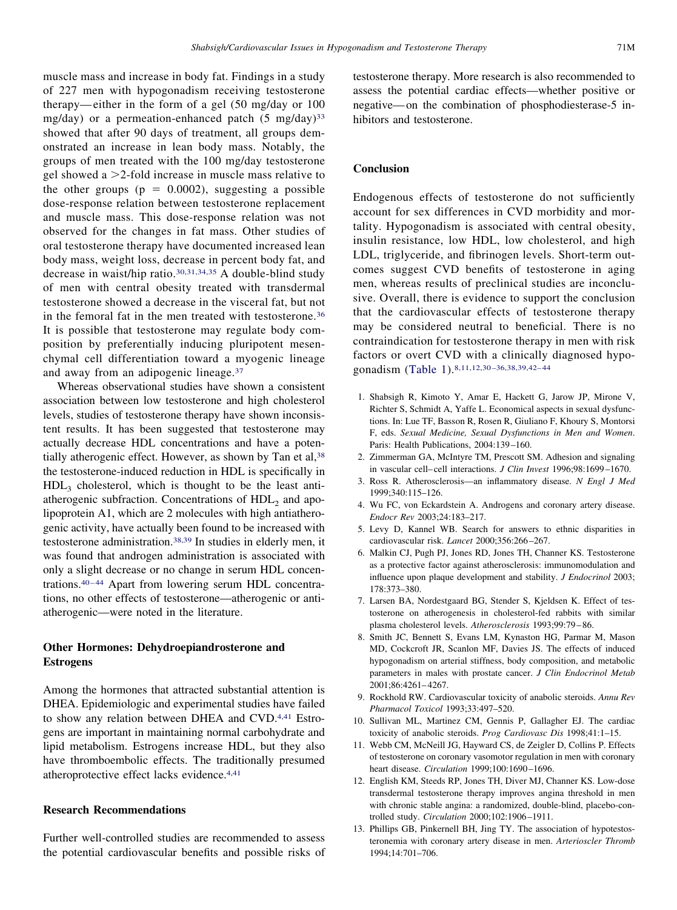muscle mass and increase in body fat. Findings in a study of 227 men with hypogonadism receiving testosterone therapy—either in the form of a gel (50 mg/day or 100 mg/day) or a permeation-enhanced patch (5 mg/day)[33] showed that after 90 days of treatment, all groups demonstrated an increase in lean body mass. Notably, the groups of men treated with the 100 mg/day testosterone gel showed a >2-fold increase in muscle mass relative to the other groups ($p = 0.0002$), suggesting a possible dose-response relation between testosterone replacement and muscle mass. This dose-response relation was not observed for the changes in fat mass. Other studies of oral testosterone therapy have documented increased lean body mass, weight loss, decrease in percent body fat, and decrease in waist/hip ratio.[30,31,34,35] A double-blind study of men with central obesity treated with transdermal testosterone showed a decrease in the visceral fat, but not in the femoral fat in the men treated with testosterone.[36] It is possible that testosterone may regulate body composition by preferentially inducing pluripotent mesenchymal cell differentiation toward a myogenic lineage and away from an adipogenic lineage.[37]

Whereas observational studies have shown a consistent association between low testosterone and high cholesterol levels, studies of testosterone therapy have shown inconsistent results. It has been suggested that testosterone may actually decrease HDL concentrations and have a potentially atherogenic effect. However, as shown by Tan et al,[38] the testosterone-induced reduction in HDL is specifically in $HDL_3$ cholesterol, which is thought to be the least antiatherogenic subfraction. Concentrations of $HDL_2$ and apolipoprotein A1, which are 2 molecules with high antiatherogenic activity, have actually been found to be increased with testosterone administration.[38,39] In studies in elderly men, it was found that androgen administration is associated with only a slight decrease or no change in serum HDL concentrations.[40–44] Apart from lowering serum HDL concentrations, no other effects of testosterone—atherogenic or antiatherogenic—were noted in the literature.

## Other Hormones: Dehydroepiandrosterone and Estrogens

Among the hormones that attracted substantial attention is DHEA. Epidemiologic and experimental studies have failed to show any relation between DHEA and CVD.[4,41] Estrogens are important in maintaining normal carbohydrate and lipid metabolism. Estrogens increase HDL, but they also have thromboembolic effects. The traditionally presumed atheroprotective effect lacks evidence.[4,41]

## Research Recommendations

Further well-controlled studies are recommended to assess the potential cardiovascular benefits and possible risks of testosterone therapy. More research is also recommended to assess the potential cardiac effects—whether positive or negative—on the combination of phosphodiesterase-5 inhibitors and testosterone.

## Conclusion

Endogenous effects of testosterone do not sufficiently account for sex differences in CVD morbidity and mortality. Hypogonadism is associated with central obesity, insulin resistance, low HDL, low cholesterol, and high LDL, triglyceride, and fibrinogen levels. Short-term outcomes suggest CVD benefits of testosterone in aging men, whereas results of preclinical studies are inconclusive. Overall, there is evidence to support the conclusion that the cardiovascular effects of testosterone therapy may be considered neutral to beneficial. There is no contraindication for testosterone therapy in men with risk factors or overt CVD with a clinically diagnosed hypogonadism (Table 1).[8,11,12,30–36,38,39,42–44]

1. Shabsigh R, Kimoto Y, Amar E, Hackett G, Jarow JP, Mirone V, Richter S, Schmidt A, Yaffe L. Economical aspects in sexual dysfunctions. In: Lue TF, Basson R, Rosen R, Giuliano F, Khoury S, Montorsi F, eds. *Sexual Medicine, Sexual Dysfunctions in Men and Women*. Paris: Health Publications, 2004:139–160.
2. Zimmerman GA, McIntyre TM, Prescott SM. Adhesion and signaling in vascular cell–cell interactions. *J Clin Invest* 1996;98:1699–1670.
3. Ross R. Atherosclerosis—an inflammatory disease. *N Engl J Med* 1999;340:115–126.
4. Wu FC, von Eckardstein A. Androgens and coronary artery disease. *Endocr Rev* 2003;24:183–217.
5. Levy D, Kannel WB. Search for answers to ethnic disparities in cardiovascular risk. *Lancet* 2000;356:266–267.
6. Malkin CJ, Pugh PJ, Jones RD, Jones TH, Channer KS. Testosterone as a protective factor against atherosclerosis: immunomodulation and influence upon plaque development and stability. *J Endocrinol* 2003; 178:373–380.
7. Larsen BA, Nordestgaard BG, Stender S, Kjeldsen K. Effect of testosterone on atherogenesis in cholesterol-fed rabbits with similar plasma cholesterol levels. *Atherosclerosis* 1993;99:79–86.
8. Smith JC, Bennett S, Evans LM, Kynaston HG, Parmar M, Mason MD, Cockcroft JR, Scanlon MF, Davies JS. The effects of induced hypogonadism on arterial stiffness, body composition, and metabolic parameters in males with prostate cancer. *J Clin Endocrinol Metab* 2001;86:4261–4267.
9. Rockhold RW. Cardiovascular toxicity of anabolic steroids. *Annu Rev Pharmacol Toxicol* 1993;33:497–520.
10. Sullivan ML, Martinez CM, Gennis P, Gallagher EJ. The cardiac toxicity of anabolic steroids. *Prog Cardiovasc Dis* 1998;41:1–15.
11. Webb CM, McNeill JG, Hayward CS, de Zeigler D, Collins P. Effects of testosterone on coronary vasomotor regulation in men with coronary heart disease. *Circulation* 1999;100:1690–1696.
12. English KM, Steeds RP, Jones TH, Diver MJ, Channer KS. Low-dose transdermal testosterone therapy improves angina threshold in men with chronic stable angina: a randomized, double-blind, placebo-controlled study. *Circulation* 2000;102:1906–1911.
13. Phillips GB, Pinkernell BH, Jing TY. The association of hypotestosteronemia with coronary artery disease in men. *Arterioscler Thromb* 1994;14:701–706.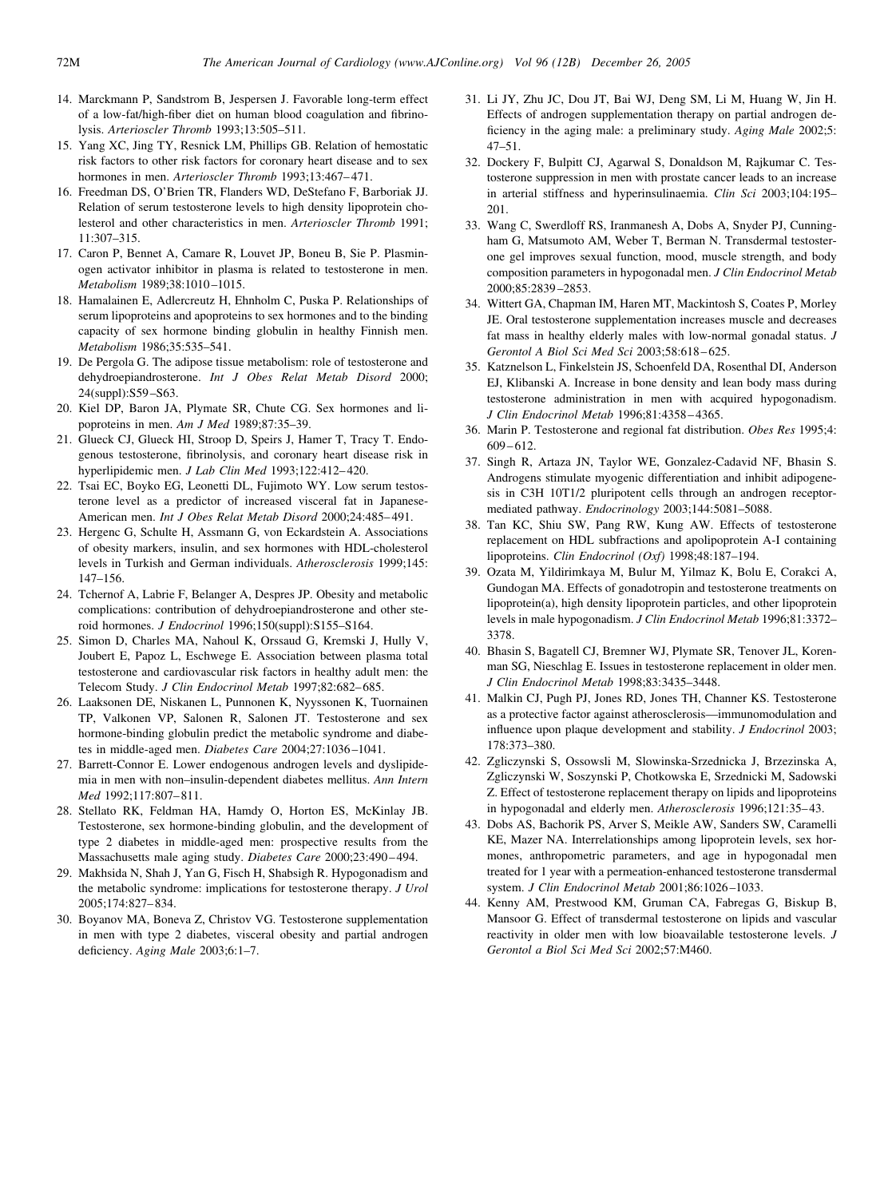14. Marckmann P, Sandstrom B, Jespersen J. Favorable long-term effect of a low-fat/high-fiber diet on human blood coagulation and fibrinolysis. *Arterioscler Thromb* 1993;13:505–511.
15. Yang XC, Jing TY, Resnick LM, Phillips GB. Relation of hemostatic risk factors to other risk factors for coronary heart disease and to sex hormones in men. *Arterioscler Thromb* 1993;13:467–471.
16. Freedman DS, O'Brien TR, Flanders WD, DeStefano F, Barboriak JJ. Relation of serum testosterone levels to high density lipoprotein cholesterol and other characteristics in men. *Arterioscler Thromb* 1991; 11:307–315.
17. Caron P, Bennet A, Camare R, Louvet JP, Boneu B, Sie P. Plasminogen activator inhibitor in plasma is related to testosterone in men. *Metabolism* 1989;38:1010–1015.
18. Hamalainen E, Adlercreutz H, Ehnholm C, Puska P. Relationships of serum lipoproteins and apoproteins to sex hormones and to the binding capacity of sex hormone binding globulin in healthy Finnish men. *Metabolism* 1986;35:535–541.
19. De Pergola G. The adipose tissue metabolism: role of testosterone and dehydroepiandrosterone. *Int J Obes Relat Metab Disord* 2000; 24(suppl):S59–S63.
20. Kiel DP, Baron JA, Plymate SR, Chute CG. Sex hormones and lipoproteins in men. *Am J Med* 1989;87:35–39.
21. Glueck CJ, Glueck HI, Stroop D, Speirs J, Hamer T, Tracy T. Endogenous testosterone, fibrinolysis, and coronary heart disease risk in hyperlipidemic men. *J Lab Clin Med* 1993;122:412–420.
22. Tsai EC, Boyko EG, Leonetti DL, Fujimoto WY. Low serum testosterone level as a predictor of increased visceral fat in Japanese-American men. *Int J Obes Relat Metab Disord* 2000;24:485–491.
23. Hergenc G, Schulte H, Assmann G, von Eckardstein A. Associations of obesity markers, insulin, and sex hormones with HDL-cholesterol levels in Turkish and German individuals. *Atherosclerosis* 1999;145: 147–156.
24. Tchernof A, Labrie F, Belanger A, Despres JP. Obesity and metabolic complications: contribution of dehydroepiandrosterone and other steroid hormones. *J Endocrinol* 1996;150(suppl):S155–S164.
25. Simon D, Charles MA, Nahoul K, Orssaud G, Kremski J, Hully V, Joubert E, Papoz L, Eschwege E. Association between plasma total testosterone and cardiovascular risk factors in healthy adult men: the Telecom Study. *J Clin Endocrinol Metab* 1997;82:682–685.
26. Laaksonen DE, Niskanen L, Punnonen K, Nyyssonen K, Tuornainen TP, Valkonen VP, Salonen R, Salonen JT. Testosterone and sex hormone-binding globulin predict the metabolic syndrome and diabetes in middle-aged men. *Diabetes Care* 2004;27:1036–1041.
27. Barrett-Connor E. Lower endogenous androgen levels and dyslipidemia in men with non–insulin-dependent diabetes mellitus. *Ann Intern Med* 1992;117:807–811.
28. Stellato RK, Feldman HA, Hamdy O, Horton ES, McKinlay JB. Testosterone, sex hormone-binding globulin, and the development of type 2 diabetes in middle-aged men: prospective results from the Massachusetts male aging study. *Diabetes Care* 2000;23:490–494.
29. Makhsida N, Shah J, Yan G, Fisch H, Shabsigh R. Hypogonadism and the metabolic syndrome: implications for testosterone therapy. *J Urol* 2005;174:827–834.
30. Boyanov MA, Boneva Z, Christov VG. Testosterone supplementation in men with type 2 diabetes, visceral obesity and partial androgen deficiency. *Aging Male* 2003;6:1–7.
31. Li JY, Zhu JC, Dou JT, Bai WJ, Deng SM, Li M, Huang W, Jin H. Effects of androgen supplementation therapy on partial androgen deficiency in the aging male: a preliminary study. *Aging Male* 2002;5: 47–51.
32. Dockery F, Bulpitt CJ, Agarwal S, Donaldson M, Rajkumar C. Testosterone suppression in men with prostate cancer leads to an increase in arterial stiffness and hyperinsulinaemia. *Clin Sci* 2003;104:195–201.
33. Wang C, Swerdloff RS, Iranmanesh A, Dobs A, Snyder PJ, Cunningham G, Matsumoto AM, Weber T, Berman N. Transdermal testosterone gel improves sexual function, mood, muscle strength, and body composition parameters in hypogonadal men. *J Clin Endocrinol Metab* 2000;85:2839–2853.
34. Wittert GA, Chapman IM, Haren MT, Mackintosh S, Coates P, Morley JE. Oral testosterone supplementation increases muscle and decreases fat mass in healthy elderly males with low-normal gonadal status. *J Gerontol A Biol Sci Med Sci* 2003;58:618–625.
35. Katznelson L, Finkelstein JS, Schoenfeld DA, Rosenthal DI, Anderson EJ, Klibanski A. Increase in bone density and lean body mass during testosterone administration in men with acquired hypogonadism. *J Clin Endocrinol Metab* 1996;81:4358–4365.
36. Marin P. Testosterone and regional fat distribution. *Obes Res* 1995;4: 609–612.
37. Singh R, Artaza JN, Taylor WE, Gonzalez-Cadavid NF, Bhasin S. Androgens stimulate myogenic differentiation and inhibit adipogenesis in C3H 10T1/2 pluripotent cells through an androgen receptor-mediated pathway. *Endocrinology* 2003;144:5081–5088.
38. Tan KC, Shiu SW, Pang RW, Kung AW. Effects of testosterone replacement on HDL subfractions and apolipoprotein A-I containing lipoproteins. *Clin Endocrinol (Oxf)* 1998;48:187–194.
39. Ozata M, Yildirimkaya M, Bulur M, Yilmaz K, Bolu E, Corakci A, Gundogan MA. Effects of gonadotropin and testosterone treatments on lipoprotein(a), high density lipoprotein particles, and other lipoprotein levels in male hypogonadism. *J Clin Endocrinol Metab* 1996;81:3372–3378.
40. Bhasin S, Bagatell CJ, Bremner WJ, Plymate SR, Tenover JL, Korenman SG, Nieschlag E. Issues in testosterone replacement in older men. *J Clin Endocrinol Metab* 1998;83:3435–3448.
41. Malkin CJ, Pugh PJ, Jones RD, Jones TH, Channer KS. Testosterone as a protective factor against atherosclerosis—immunomodulation and influence upon plaque development and stability. *J Endocrinol* 2003; 178:373–380.
42. Zgliczynski S, Ossowsli M, Slowinska-Srzednicka J, Brzezinska A, Zgliczynski W, Soszynski P, Chotkowska E, Srzednicki M, Sadowski Z. Effect of testosterone replacement therapy on lipids and lipoproteins in hypogonadal and elderly men. *Atherosclerosis* 1996;121:35–43.
43. Dobs AS, Bachorik PS, Arver S, Meikle AW, Sanders SW, Caramelli KE, Mazer NA. Interrelationships among lipoprotein levels, sex hormones, anthropometric parameters, and age in hypogonadal men treated for 1 year with a permeation-enhanced testosterone transdermal system. *J Clin Endocrinol Metab* 2001;86:1026–1033.
44. Kenny AM, Prestwood KM, Gruman CA, Fabregas G, Biskup B, Mansoor G. Effect of transdermal testosterone on lipids and vascular reactivity in older men with low bioavailable testosterone levels. *J Gerontol a Biol Sci Med Sci* 2002;57:M460.